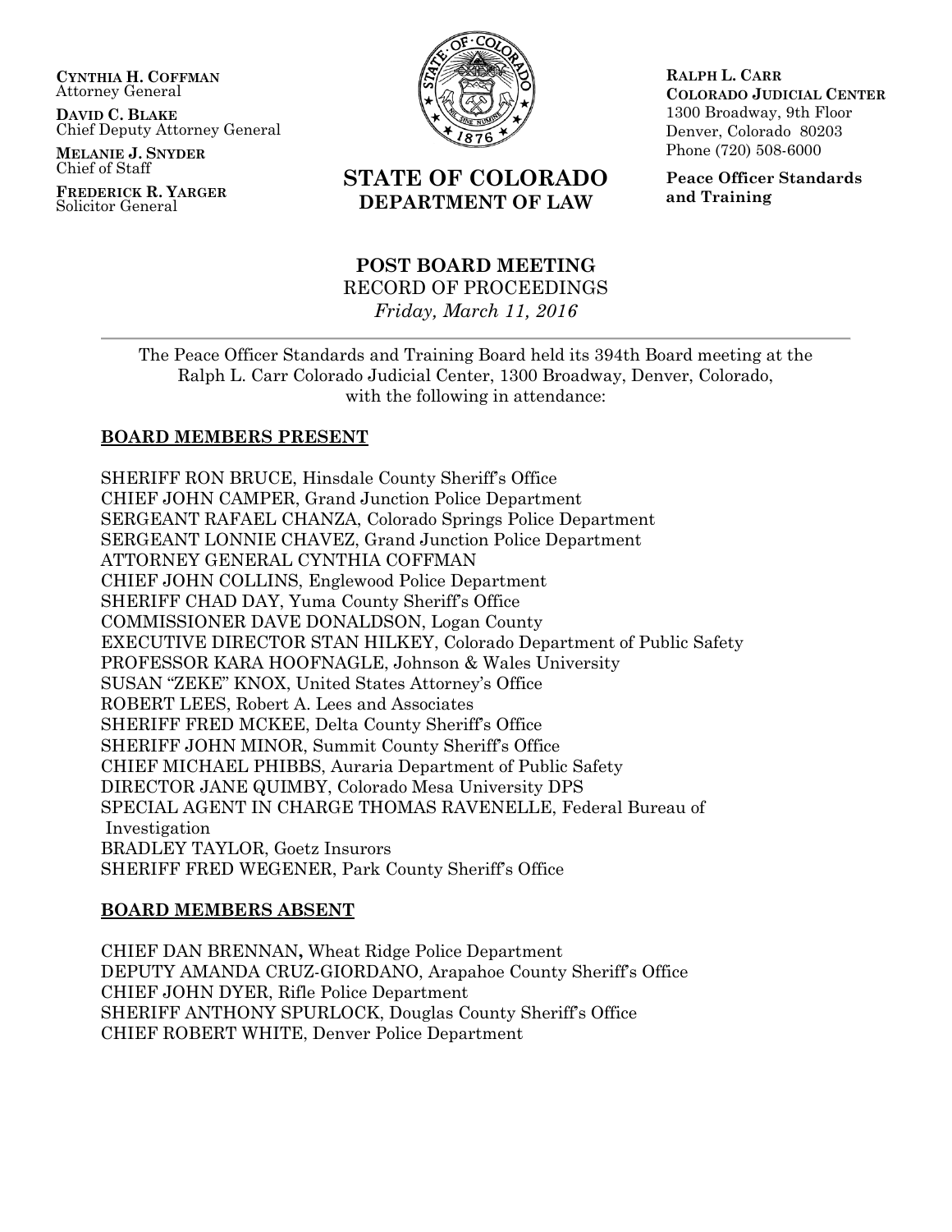**CYNTHIA H. COFFMAN**
Attorney General

**DAVID C. BLAKE**
Chief Deputy Attorney General

**MELANIE J. SNYDER**
Chief of Staff

**FREDERICK R. YARGER**
Solicitor General

**STATE OF COLORADO**
**DEPARTMENT OF LAW**

**RALPH L. CARR**
**COLORADO JUDICIAL CENTER**
1300 Broadway, 9th Floor
Denver, Colorado 80203
Phone (720) 508-6000

**Peace Officer Standards and Training**

# POST BOARD MEETING

RECORD OF PROCEEDINGS

*Friday, March 11, 2016*

---

The Peace Officer Standards and Training Board held its 394th Board meeting at the Ralph L. Carr Colorado Judicial Center, 1300 Broadway, Denver, Colorado, with the following in attendance:

## BOARD MEMBERS PRESENT

SHERIFF RON BRUCE, Hinsdale County Sheriff's Office
CHIEF JOHN CAMPER, Grand Junction Police Department
SERGEANT RAFAEL CHANZA, Colorado Springs Police Department
SERGEANT LONNIE CHAVEZ, Grand Junction Police Department
ATTORNEY GENERAL CYNTHIA COFFMAN
CHIEF JOHN COLLINS, Englewood Police Department
SHERIFF CHAD DAY, Yuma County Sheriff's Office
COMMISSIONER DAVE DONALDSON, Logan County
EXECUTIVE DIRECTOR STAN HILKEY, Colorado Department of Public Safety
PROFESSOR KARA HOOFNAGLE, Johnson & Wales University
SUSAN "ZEKE" KNOX, United States Attorney's Office
ROBERT LEES, Robert A. Lees and Associates
SHERIFF FRED MCKEE, Delta County Sheriff's Office
SHERIFF JOHN MINOR, Summit County Sheriff's Office
CHIEF MICHAEL PHIBBS, Auraria Department of Public Safety
DIRECTOR JANE QUIMBY, Colorado Mesa University DPS
SPECIAL AGENT IN CHARGE THOMAS RAVENELLE, Federal Bureau of Investigation
BRADLEY TAYLOR, Goetz Insurors
SHERIFF FRED WEGENER, Park County Sheriff's Office

## BOARD MEMBERS ABSENT

CHIEF DAN BRENNAN**,** Wheat Ridge Police Department
DEPUTY AMANDA CRUZ-GIORDANO, Arapahoe County Sheriff's Office
CHIEF JOHN DYER, Rifle Police Department
SHERIFF ANTHONY SPURLOCK, Douglas County Sheriff's Office
CHIEF ROBERT WHITE, Denver Police Department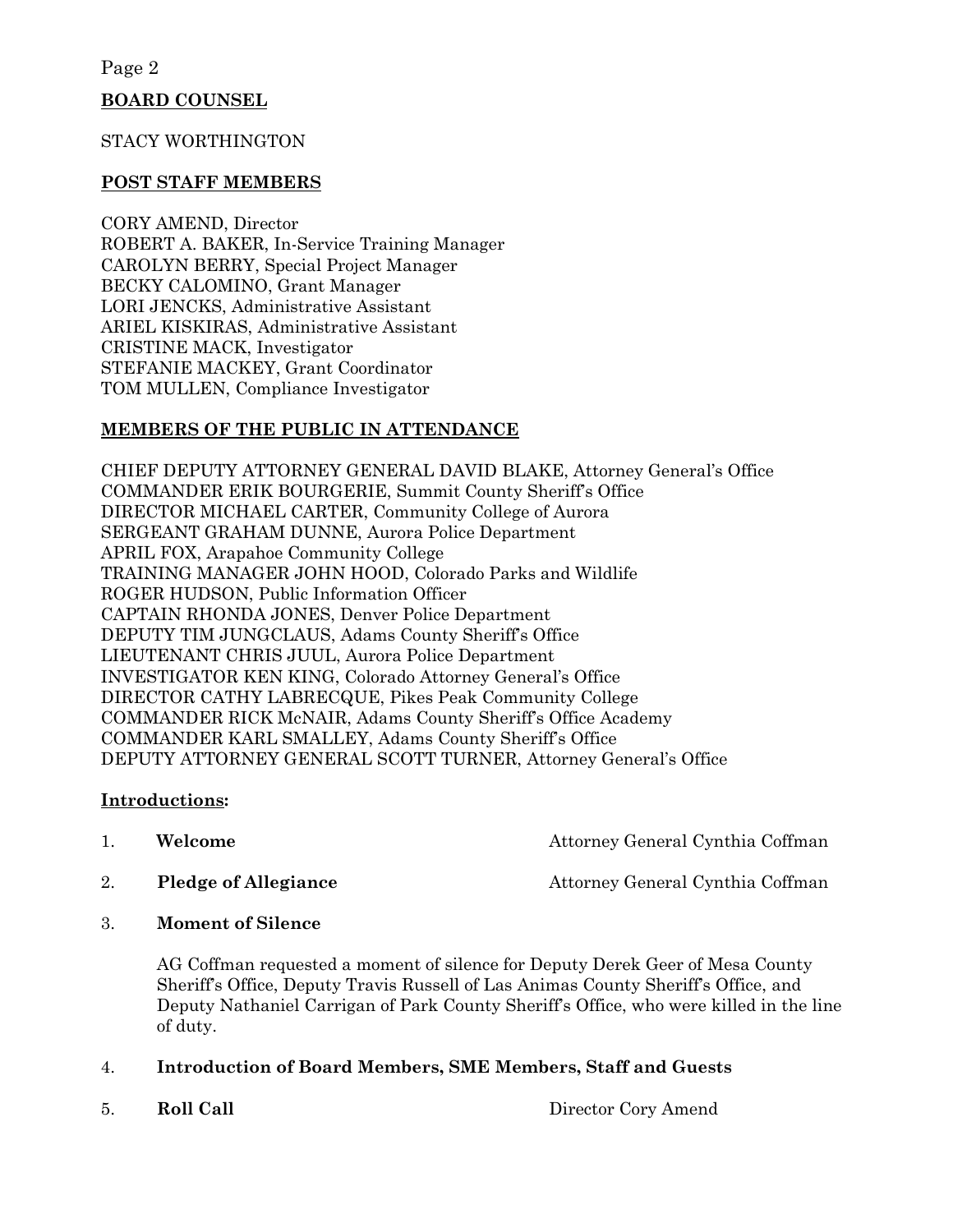## BOARD COUNSEL

STACY WORTHINGTON

## POST STAFF MEMBERS

CORY AMEND, Director
ROBERT A. BAKER, In-Service Training Manager
CAROLYN BERRY, Special Project Manager
BECKY CALOMINO, Grant Manager
LORI JENCKS, Administrative Assistant
ARIEL KISKIRAS, Administrative Assistant
CRISTINE MACK, Investigator
STEFANIE MACKEY, Grant Coordinator
TOM MULLEN, Compliance Investigator

## MEMBERS OF THE PUBLIC IN ATTENDANCE

CHIEF DEPUTY ATTORNEY GENERAL DAVID BLAKE, Attorney General's Office
COMMANDER ERIK BOURGERIE, Summit County Sheriff's Office
DIRECTOR MICHAEL CARTER, Community College of Aurora
SERGEANT GRAHAM DUNNE, Aurora Police Department
APRIL FOX, Arapahoe Community College
TRAINING MANAGER JOHN HOOD, Colorado Parks and Wildlife
ROGER HUDSON, Public Information Officer
CAPTAIN RHONDA JONES, Denver Police Department
DEPUTY TIM JUNGCLAUS, Adams County Sheriff's Office
LIEUTENANT CHRIS JUUL, Aurora Police Department
INVESTIGATOR KEN KING, Colorado Attorney General's Office
DIRECTOR CATHY LABRECQUE, Pikes Peak Community College
COMMANDER RICK McNAIR, Adams County Sheriff's Office Academy
COMMANDER KARL SMALLEY, Adams County Sheriff's Office
DEPUTY ATTORNEY GENERAL SCOTT TURNER, Attorney General's Office

## Introductions:

1. **Welcome** — Attorney General Cynthia Coffman

2. **Pledge of Allegiance** — Attorney General Cynthia Coffman

3. **Moment of Silence**

   AG Coffman requested a moment of silence for Deputy Derek Geer of Mesa County Sheriff's Office, Deputy Travis Russell of Las Animas County Sheriff's Office, and Deputy Nathaniel Carrigan of Park County Sheriff's Office, who were killed in the line of duty.

4. **Introduction of Board Members, SME Members, Staff and Guests**

5. **Roll Call** — Director Cory Amend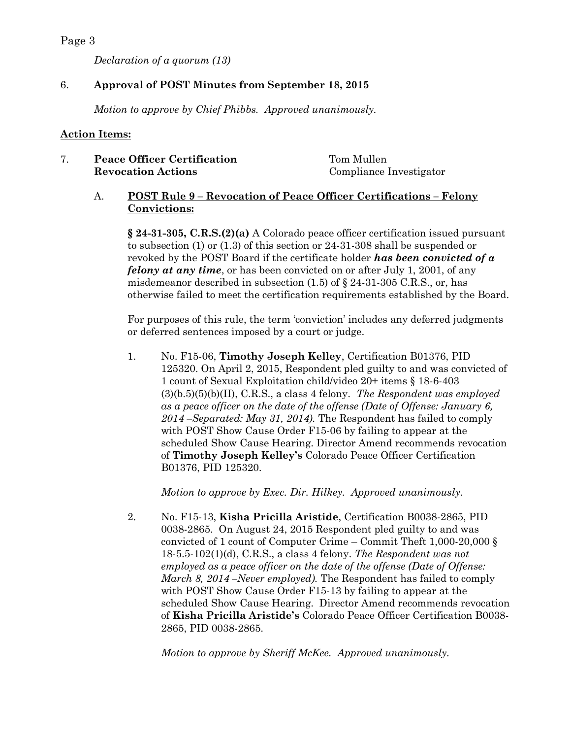*Declaration of a quorum (13)*

6. **Approval of POST Minutes from September 18, 2015**

   *Motion to approve by Chief Phibbs. Approved unanimously.*

**Action Items:**

7. **Peace Officer Certification Revocation Actions** — Tom Mullen, Compliance Investigator

   A. **POST Rule 9 – Revocation of Peace Officer Certifications – Felony Convictions:**

   **§ 24-31-305, C.R.S.(2)(a)** A Colorado peace officer certification issued pursuant to subsection (1) or (1.3) of this section or 24-31-308 shall be suspended or revoked by the POST Board if the certificate holder ***has been convicted of a felony at any time***, or has been convicted on or after July 1, 2001, of any misdemeanor described in subsection (1.5) of § 24-31-305 C.R.S., or, has otherwise failed to meet the certification requirements established by the Board.

   For purposes of this rule, the term 'conviction' includes any deferred judgments or deferred sentences imposed by a court or judge.

   1. No. F15-06, **Timothy Joseph Kelley**, Certification B01376, PID 125320. On April 2, 2015, Respondent pled guilty to and was convicted of 1 count of Sexual Exploitation child/video 20+ items § 18-6-403 (3)(b.5)(5)(b)(II), C.R.S., a class 4 felony. *The Respondent was employed as a peace officer on the date of the offense (Date of Offense: January 6, 2014 –Separated: May 31, 2014).* The Respondent has failed to comply with POST Show Cause Order F15-06 by failing to appear at the scheduled Show Cause Hearing. Director Amend recommends revocation of **Timothy Joseph Kelley's** Colorado Peace Officer Certification B01376, PID 125320.

      *Motion to approve by Exec. Dir. Hilkey. Approved unanimously.*

   2. No. F15-13, **Kisha Pricilla Aristide**, Certification B0038-2865, PID 0038-2865. On August 24, 2015 Respondent pled guilty to and was convicted of 1 count of Computer Crime – Commit Theft 1,000-20,000 § 18-5.5-102(1)(d), C.R.S., a class 4 felony. *The Respondent was not employed as a peace officer on the date of the offense (Date of Offense: March 8, 2014 –Never employed).* The Respondent has failed to comply with POST Show Cause Order F15-13 by failing to appear at the scheduled Show Cause Hearing. Director Amend recommends revocation of **Kisha Pricilla Aristide's** Colorado Peace Officer Certification B0038-2865, PID 0038-2865.

      *Motion to approve by Sheriff McKee. Approved unanimously.*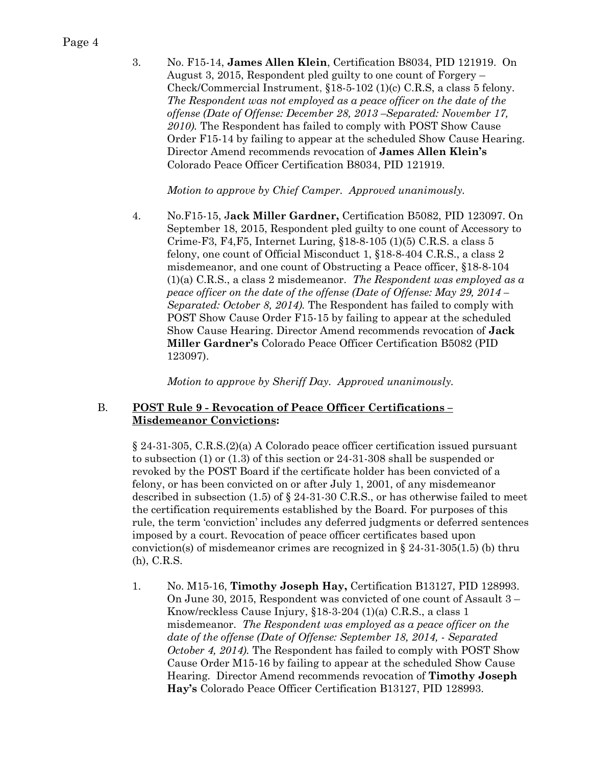3. No. F15-14, **James Allen Klein**, Certification B8034, PID 121919. On August 3, 2015, Respondent pled guilty to one count of Forgery – Check/Commercial Instrument, §18-5-102 (1)(c) C.R.S, a class 5 felony. *The Respondent was not employed as a peace officer on the date of the offense (Date of Offense: December 28, 2013 –Separated: November 17, 2010).* The Respondent has failed to comply with POST Show Cause Order F15-14 by failing to appear at the scheduled Show Cause Hearing. Director Amend recommends revocation of **James Allen Klein's** Colorado Peace Officer Certification B8034, PID 121919.

   *Motion to approve by Chief Camper. Approved unanimously.*

4. No.F15-15, **Jack Miller Gardner,** Certification B5082, PID 123097. On September 18, 2015, Respondent pled guilty to one count of Accessory to Crime-F3, F4,F5, Internet Luring, §18-8-105 (1)(5) C.R.S. a class 5 felony, one count of Official Misconduct 1, §18-8-404 C.R.S., a class 2 misdemeanor, and one count of Obstructing a Peace officer, §18-8-104 (1)(a) C.R.S., a class 2 misdemeanor. *The Respondent was employed as a peace officer on the date of the offense (Date of Offense: May 29, 2014 – Separated: October 8, 2014).* The Respondent has failed to comply with POST Show Cause Order F15-15 by failing to appear at the scheduled Show Cause Hearing. Director Amend recommends revocation of **Jack Miller Gardner's** Colorado Peace Officer Certification B5082 (PID 123097).

   *Motion to approve by Sheriff Day. Approved unanimously.*

### B. POST Rule 9 - Revocation of Peace Officer Certifications – Misdemeanor Convictions:

§ 24-31-305, C.R.S.(2)(a) A Colorado peace officer certification issued pursuant to subsection (1) or (1.3) of this section or 24-31-308 shall be suspended or revoked by the POST Board if the certificate holder has been convicted of a felony, or has been convicted on or after July 1, 2001, of any misdemeanor described in subsection (1.5) of § 24-31-30 C.R.S., or has otherwise failed to meet the certification requirements established by the Board. For purposes of this rule, the term 'conviction' includes any deferred judgments or deferred sentences imposed by a court. Revocation of peace officer certificates based upon conviction(s) of misdemeanor crimes are recognized in § 24-31-305(1.5) (b) thru (h), C.R.S.

1. No. M15-16, **Timothy Joseph Hay,** Certification B13127, PID 128993. On June 30, 2015, Respondent was convicted of one count of Assault 3 – Know/reckless Cause Injury, §18-3-204 (1)(a) C.R.S., a class 1 misdemeanor. *The Respondent was employed as a peace officer on the date of the offense (Date of Offense: September 18, 2014, - Separated October 4, 2014).* The Respondent has failed to comply with POST Show Cause Order M15-16 by failing to appear at the scheduled Show Cause Hearing. Director Amend recommends revocation of **Timothy Joseph Hay's** Colorado Peace Officer Certification B13127, PID 128993.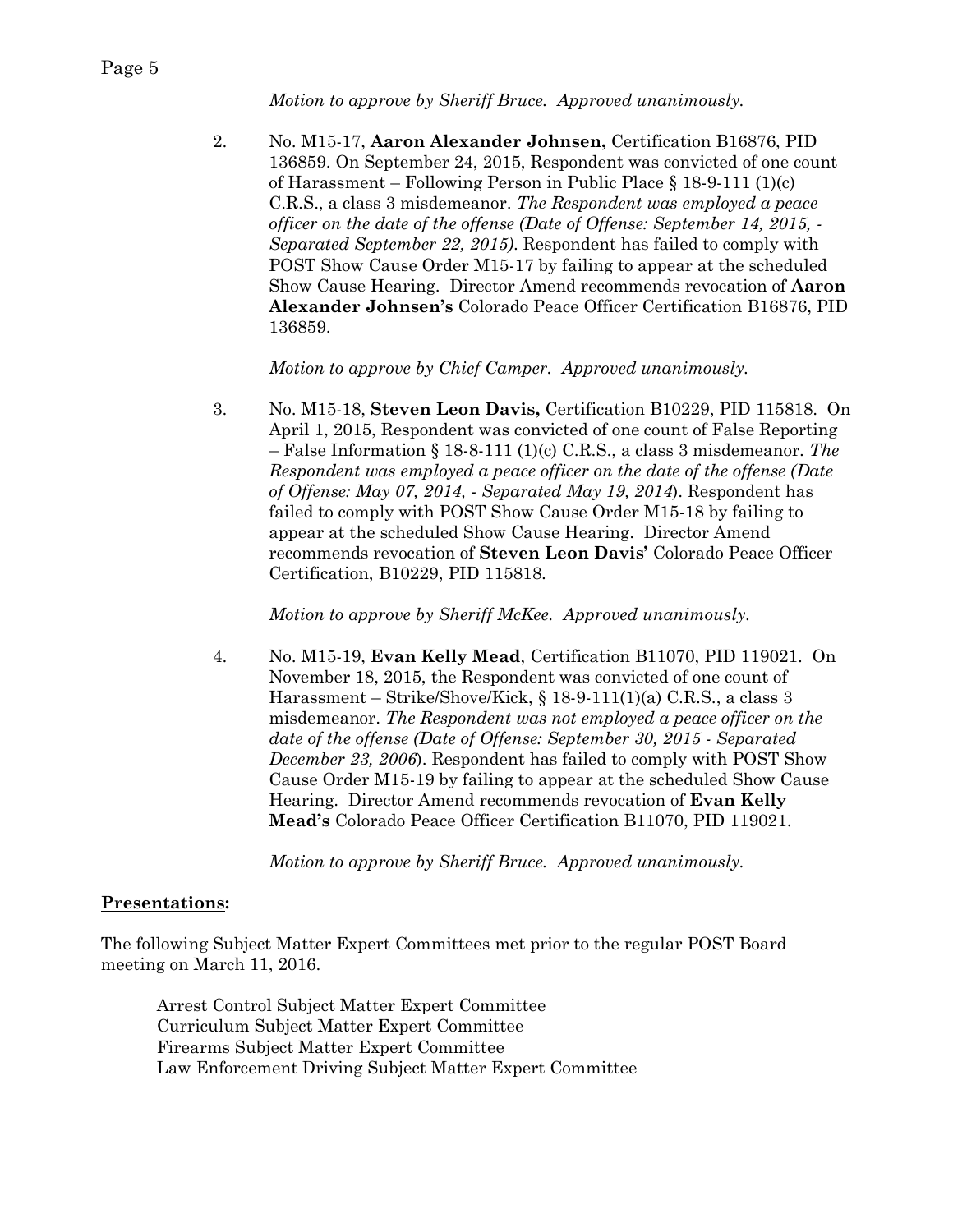*Motion to approve by Sheriff Bruce. Approved unanimously.*

2. No. M15-17, **Aaron Alexander Johnsen,** Certification B16876, PID 136859. On September 24, 2015, Respondent was convicted of one count of Harassment – Following Person in Public Place § 18-9-111 (1)(c) C.R.S., a class 3 misdemeanor. *The Respondent was employed a peace officer on the date of the offense (Date of Offense: September 14, 2015, - Separated September 22, 2015).* Respondent has failed to comply with POST Show Cause Order M15-17 by failing to appear at the scheduled Show Cause Hearing. Director Amend recommends revocation of **Aaron Alexander Johnsen's** Colorado Peace Officer Certification B16876, PID 136859.

   *Motion to approve by Chief Camper. Approved unanimously.*

3. No. M15-18, **Steven Leon Davis,** Certification B10229, PID 115818. On April 1, 2015, Respondent was convicted of one count of False Reporting – False Information § 18-8-111 (1)(c) C.R.S., a class 3 misdemeanor. *The Respondent was employed a peace officer on the date of the offense (Date of Offense: May 07, 2014, - Separated May 19, 2014*). Respondent has failed to comply with POST Show Cause Order M15-18 by failing to appear at the scheduled Show Cause Hearing. Director Amend recommends revocation of **Steven Leon Davis'** Colorado Peace Officer Certification, B10229, PID 115818.

   *Motion to approve by Sheriff McKee. Approved unanimously.*

4. No. M15-19, **Evan Kelly Mead**, Certification B11070, PID 119021. On November 18, 2015, the Respondent was convicted of one count of Harassment – Strike/Shove/Kick, § 18-9-111(1)(a) C.R.S., a class 3 misdemeanor. *The Respondent was not employed a peace officer on the date of the offense (Date of Offense: September 30, 2015 - Separated December 23, 2006*). Respondent has failed to comply with POST Show Cause Order M15-19 by failing to appear at the scheduled Show Cause Hearing. Director Amend recommends revocation of **Evan Kelly Mead's** Colorado Peace Officer Certification B11070, PID 119021.

   *Motion to approve by Sheriff Bruce. Approved unanimously.*

**Presentations:**

The following Subject Matter Expert Committees met prior to the regular POST Board meeting on March 11, 2016.

Arrest Control Subject Matter Expert Committee
Curriculum Subject Matter Expert Committee
Firearms Subject Matter Expert Committee
Law Enforcement Driving Subject Matter Expert Committee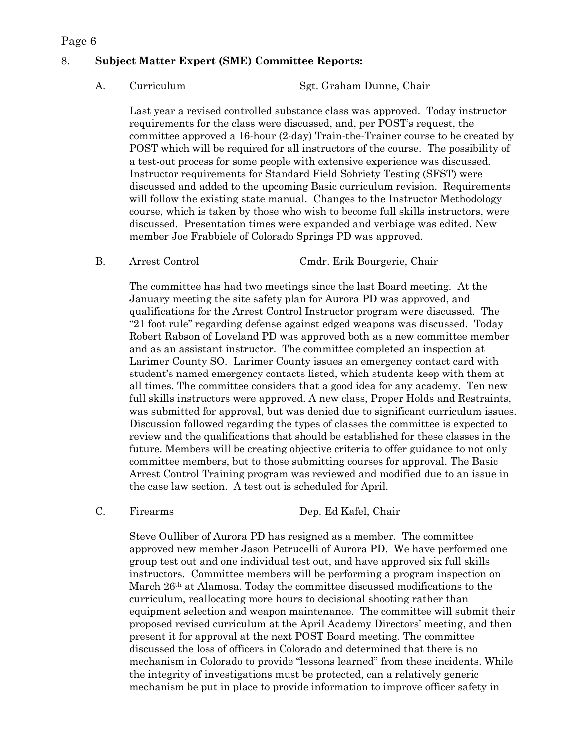## 8. **Subject Matter Expert (SME) Committee Reports:**

### A. Curriculum — Sgt. Graham Dunne, Chair

Last year a revised controlled substance class was approved. Today instructor requirements for the class were discussed, and, per POST's request, the committee approved a 16-hour (2-day) Train-the-Trainer course to be created by POST which will be required for all instructors of the course. The possibility of a test-out process for some people with extensive experience was discussed. Instructor requirements for Standard Field Sobriety Testing (SFST) were discussed and added to the upcoming Basic curriculum revision. Requirements will follow the existing state manual. Changes to the Instructor Methodology course, which is taken by those who wish to become full skills instructors, were discussed. Presentation times were expanded and verbiage was edited. New member Joe Frabbiele of Colorado Springs PD was approved.

### B. Arrest Control — Cmdr. Erik Bourgerie, Chair

The committee has had two meetings since the last Board meeting. At the January meeting the site safety plan for Aurora PD was approved, and qualifications for the Arrest Control Instructor program were discussed. The "21 foot rule" regarding defense against edged weapons was discussed. Today Robert Rabson of Loveland PD was approved both as a new committee member and as an assistant instructor. The committee completed an inspection at Larimer County SO. Larimer County issues an emergency contact card with student's named emergency contacts listed, which students keep with them at all times. The committee considers that a good idea for any academy. Ten new full skills instructors were approved. A new class, Proper Holds and Restraints, was submitted for approval, but was denied due to significant curriculum issues. Discussion followed regarding the types of classes the committee is expected to review and the qualifications that should be established for these classes in the future. Members will be creating objective criteria to offer guidance to not only committee members, but to those submitting courses for approval. The Basic Arrest Control Training program was reviewed and modified due to an issue in the case law section. A test out is scheduled for April.

### C. Firearms — Dep. Ed Kafel, Chair

Steve Oulliber of Aurora PD has resigned as a member. The committee approved new member Jason Petrucelli of Aurora PD. We have performed one group test out and one individual test out, and have approved six full skills instructors. Committee members will be performing a program inspection on March 26th at Alamosa. Today the committee discussed modifications to the curriculum, reallocating more hours to decisional shooting rather than equipment selection and weapon maintenance. The committee will submit their proposed revised curriculum at the April Academy Directors' meeting, and then present it for approval at the next POST Board meeting. The committee discussed the loss of officers in Colorado and determined that there is no mechanism in Colorado to provide "lessons learned" from these incidents. While the integrity of investigations must be protected, can a relatively generic mechanism be put in place to provide information to improve officer safety in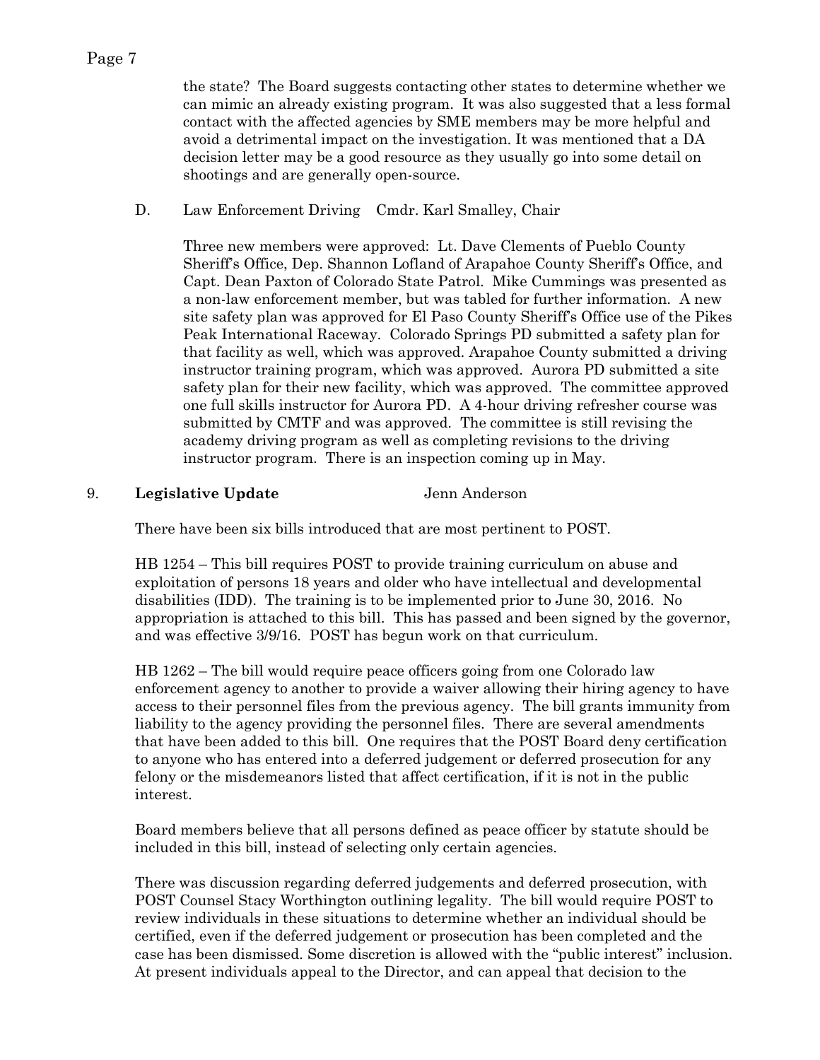the state? The Board suggests contacting other states to determine whether we can mimic an already existing program. It was also suggested that a less formal contact with the affected agencies by SME members may be more helpful and avoid a detrimental impact on the investigation. It was mentioned that a DA decision letter may be a good resource as they usually go into some detail on shootings and are generally open-source.

D. Law Enforcement Driving    Cmdr. Karl Smalley, Chair

Three new members were approved: Lt. Dave Clements of Pueblo County Sheriff's Office, Dep. Shannon Lofland of Arapahoe County Sheriff's Office, and Capt. Dean Paxton of Colorado State Patrol. Mike Cummings was presented as a non-law enforcement member, but was tabled for further information. A new site safety plan was approved for El Paso County Sheriff's Office use of the Pikes Peak International Raceway. Colorado Springs PD submitted a safety plan for that facility as well, which was approved. Arapahoe County submitted a driving instructor training program, which was approved. Aurora PD submitted a site safety plan for their new facility, which was approved. The committee approved one full skills instructor for Aurora PD. A 4-hour driving refresher course was submitted by CMTF and was approved. The committee is still revising the academy driving program as well as completing revisions to the driving instructor program. There is an inspection coming up in May.

## 9. **Legislative Update**    Jenn Anderson

There have been six bills introduced that are most pertinent to POST.

HB 1254 – This bill requires POST to provide training curriculum on abuse and exploitation of persons 18 years and older who have intellectual and developmental disabilities (IDD). The training is to be implemented prior to June 30, 2016. No appropriation is attached to this bill. This has passed and been signed by the governor, and was effective 3/9/16. POST has begun work on that curriculum.

HB 1262 – The bill would require peace officers going from one Colorado law enforcement agency to another to provide a waiver allowing their hiring agency to have access to their personnel files from the previous agency. The bill grants immunity from liability to the agency providing the personnel files. There are several amendments that have been added to this bill. One requires that the POST Board deny certification to anyone who has entered into a deferred judgement or deferred prosecution for any felony or the misdemeanors listed that affect certification, if it is not in the public interest.

Board members believe that all persons defined as peace officer by statute should be included in this bill, instead of selecting only certain agencies.

There was discussion regarding deferred judgements and deferred prosecution, with POST Counsel Stacy Worthington outlining legality. The bill would require POST to review individuals in these situations to determine whether an individual should be certified, even if the deferred judgement or prosecution has been completed and the case has been dismissed. Some discretion is allowed with the "public interest" inclusion. At present individuals appeal to the Director, and can appeal that decision to the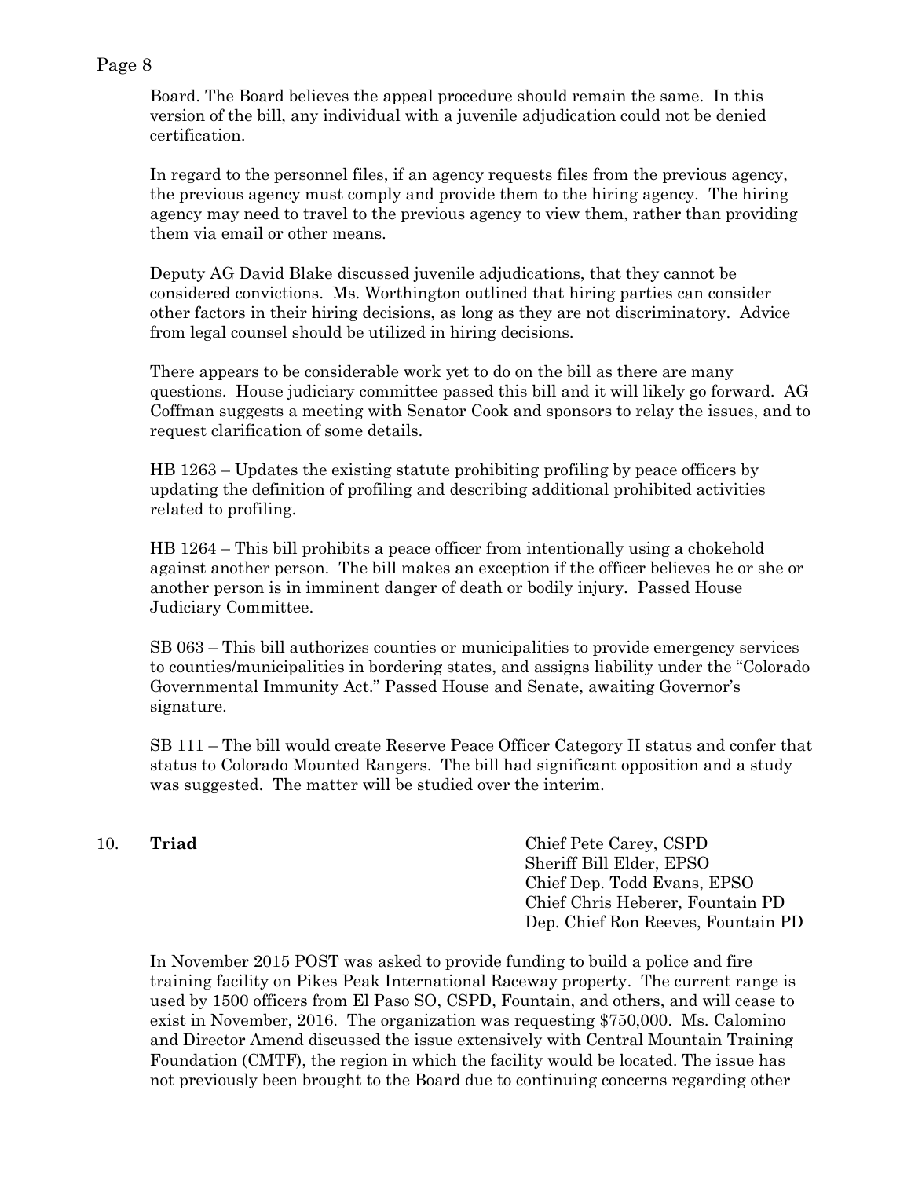Board. The Board believes the appeal procedure should remain the same. In this version of the bill, any individual with a juvenile adjudication could not be denied certification.

In regard to the personnel files, if an agency requests files from the previous agency, the previous agency must comply and provide them to the hiring agency. The hiring agency may need to travel to the previous agency to view them, rather than providing them via email or other means.

Deputy AG David Blake discussed juvenile adjudications, that they cannot be considered convictions. Ms. Worthington outlined that hiring parties can consider other factors in their hiring decisions, as long as they are not discriminatory. Advice from legal counsel should be utilized in hiring decisions.

There appears to be considerable work yet to do on the bill as there are many questions. House judiciary committee passed this bill and it will likely go forward. AG Coffman suggests a meeting with Senator Cook and sponsors to relay the issues, and to request clarification of some details.

HB 1263 – Updates the existing statute prohibiting profiling by peace officers by updating the definition of profiling and describing additional prohibited activities related to profiling.

HB 1264 – This bill prohibits a peace officer from intentionally using a chokehold against another person. The bill makes an exception if the officer believes he or she or another person is in imminent danger of death or bodily injury. Passed House Judiciary Committee.

SB 063 – This bill authorizes counties or municipalities to provide emergency services to counties/municipalities in bordering states, and assigns liability under the "Colorado Governmental Immunity Act." Passed House and Senate, awaiting Governor's signature.

SB 111 – The bill would create Reserve Peace Officer Category II status and confer that status to Colorado Mounted Rangers. The bill had significant opposition and a study was suggested. The matter will be studied over the interim.

10. **Triad**

Chief Pete Carey, CSPD
Sheriff Bill Elder, EPSO
Chief Dep. Todd Evans, EPSO
Chief Chris Heberer, Fountain PD
Dep. Chief Ron Reeves, Fountain PD

In November 2015 POST was asked to provide funding to build a police and fire training facility on Pikes Peak International Raceway property. The current range is used by 1500 officers from El Paso SO, CSPD, Fountain, and others, and will cease to exist in November, 2016. The organization was requesting $750,000. Ms. Calomino and Director Amend discussed the issue extensively with Central Mountain Training Foundation (CMTF), the region in which the facility would be located. The issue has not previously been brought to the Board due to continuing concerns regarding other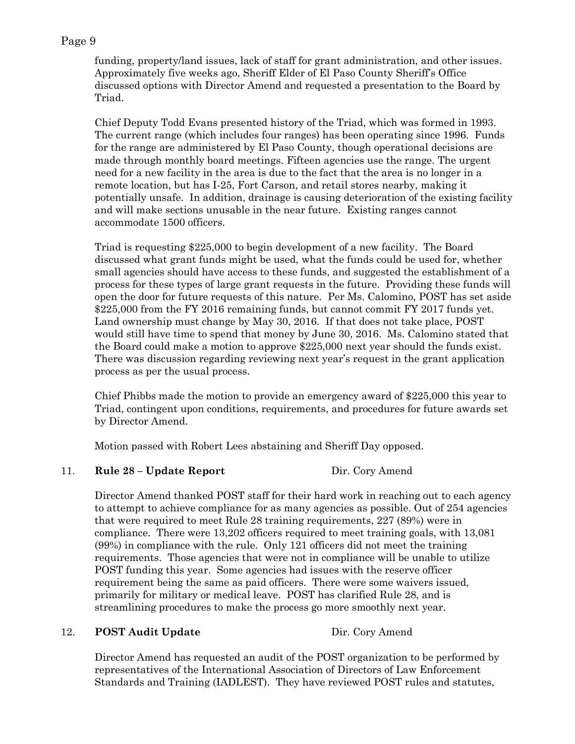funding, property/land issues, lack of staff for grant administration, and other issues. Approximately five weeks ago, Sheriff Elder of El Paso County Sheriff's Office discussed options with Director Amend and requested a presentation to the Board by Triad.

Chief Deputy Todd Evans presented history of the Triad, which was formed in 1993. The current range (which includes four ranges) has been operating since 1996. Funds for the range are administered by El Paso County, though operational decisions are made through monthly board meetings. Fifteen agencies use the range. The urgent need for a new facility in the area is due to the fact that the area is no longer in a remote location, but has I-25, Fort Carson, and retail stores nearby, making it potentially unsafe. In addition, drainage is causing deterioration of the existing facility and will make sections unusable in the near future. Existing ranges cannot accommodate 1500 officers.

Triad is requesting $225,000 to begin development of a new facility. The Board discussed what grant funds might be used, what the funds could be used for, whether small agencies should have access to these funds, and suggested the establishment of a process for these types of large grant requests in the future. Providing these funds will open the door for future requests of this nature. Per Ms. Calomino, POST has set aside $225,000 from the FY 2016 remaining funds, but cannot commit FY 2017 funds yet. Land ownership must change by May 30, 2016. If that does not take place, POST would still have time to spend that money by June 30, 2016. Ms. Calomino stated that the Board could make a motion to approve $225,000 next year should the funds exist. There was discussion regarding reviewing next year's request in the grant application process as per the usual process.

Chief Phibbs made the motion to provide an emergency award of $225,000 this year to Triad, contingent upon conditions, requirements, and procedures for future awards set by Director Amend.

Motion passed with Robert Lees abstaining and Sheriff Day opposed.

11. **Rule 28 – Update Report** Dir. Cory Amend

Director Amend thanked POST staff for their hard work in reaching out to each agency to attempt to achieve compliance for as many agencies as possible. Out of 254 agencies that were required to meet Rule 28 training requirements, 227 (89%) were in compliance. There were 13,202 officers required to meet training goals, with 13,081 (99%) in compliance with the rule. Only 121 officers did not meet the training requirements. Those agencies that were not in compliance will be unable to utilize POST funding this year. Some agencies had issues with the reserve officer requirement being the same as paid officers. There were some waivers issued, primarily for military or medical leave. POST has clarified Rule 28, and is streamlining procedures to make the process go more smoothly next year.

12. **POST Audit Update** Dir. Cory Amend

Director Amend has requested an audit of the POST organization to be performed by representatives of the International Association of Directors of Law Enforcement Standards and Training (IADLEST). They have reviewed POST rules and statutes,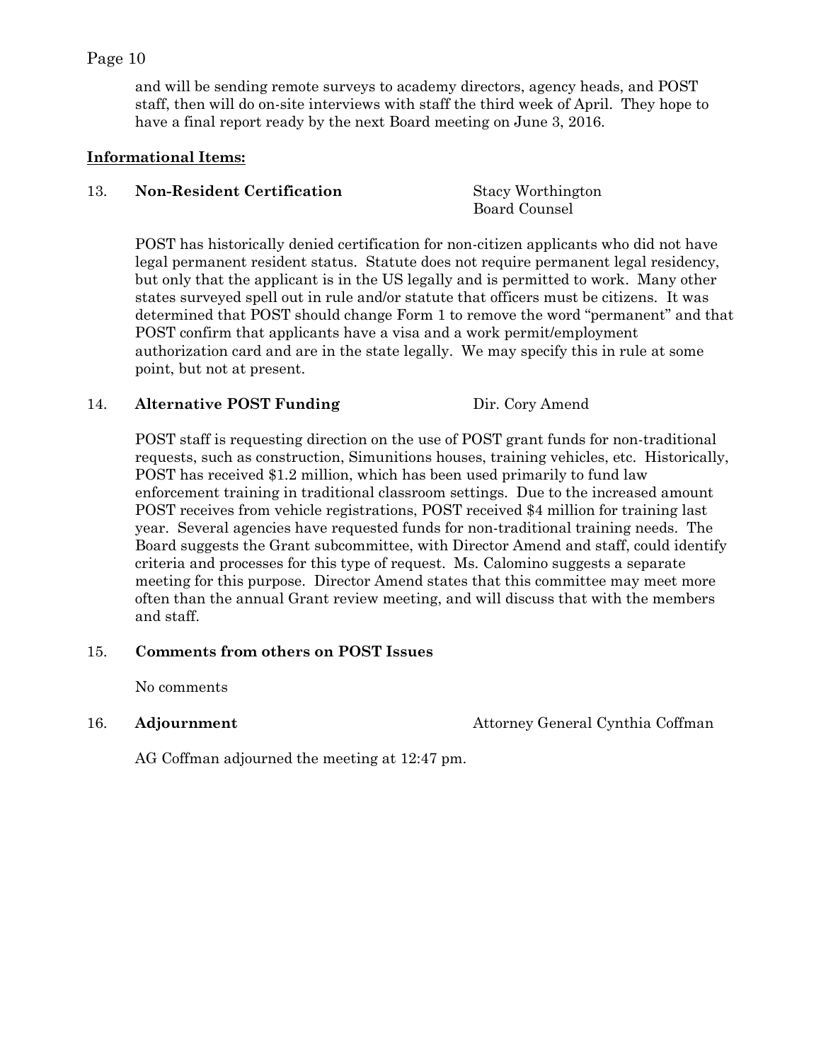and will be sending remote surveys to academy directors, agency heads, and POST staff, then will do on-site interviews with staff the third week of April. They hope to have a final report ready by the next Board meeting on June 3, 2016.

**Informational Items:**

13. **Non-Resident Certification** — Stacy Worthington, Board Counsel

POST has historically denied certification for non-citizen applicants who did not have legal permanent resident status. Statute does not require permanent legal residency, but only that the applicant is in the US legally and is permitted to work. Many other states surveyed spell out in rule and/or statute that officers must be citizens. It was determined that POST should change Form 1 to remove the word "permanent" and that POST confirm that applicants have a visa and a work permit/employment authorization card and are in the state legally. We may specify this in rule at some point, but not at present.

14. **Alternative POST Funding** — Dir. Cory Amend

POST staff is requesting direction on the use of POST grant funds for non-traditional requests, such as construction, Simunitions houses, training vehicles, etc. Historically, POST has received $1.2 million, which has been used primarily to fund law enforcement training in traditional classroom settings. Due to the increased amount POST receives from vehicle registrations, POST received $4 million for training last year. Several agencies have requested funds for non-traditional training needs. The Board suggests the Grant subcommittee, with Director Amend and staff, could identify criteria and processes for this type of request. Ms. Calomino suggests a separate meeting for this purpose. Director Amend states that this committee may meet more often than the annual Grant review meeting, and will discuss that with the members and staff.

15. **Comments from others on POST Issues**

No comments

16. **Adjournment** — Attorney General Cynthia Coffman

AG Coffman adjourned the meeting at 12:47 pm.